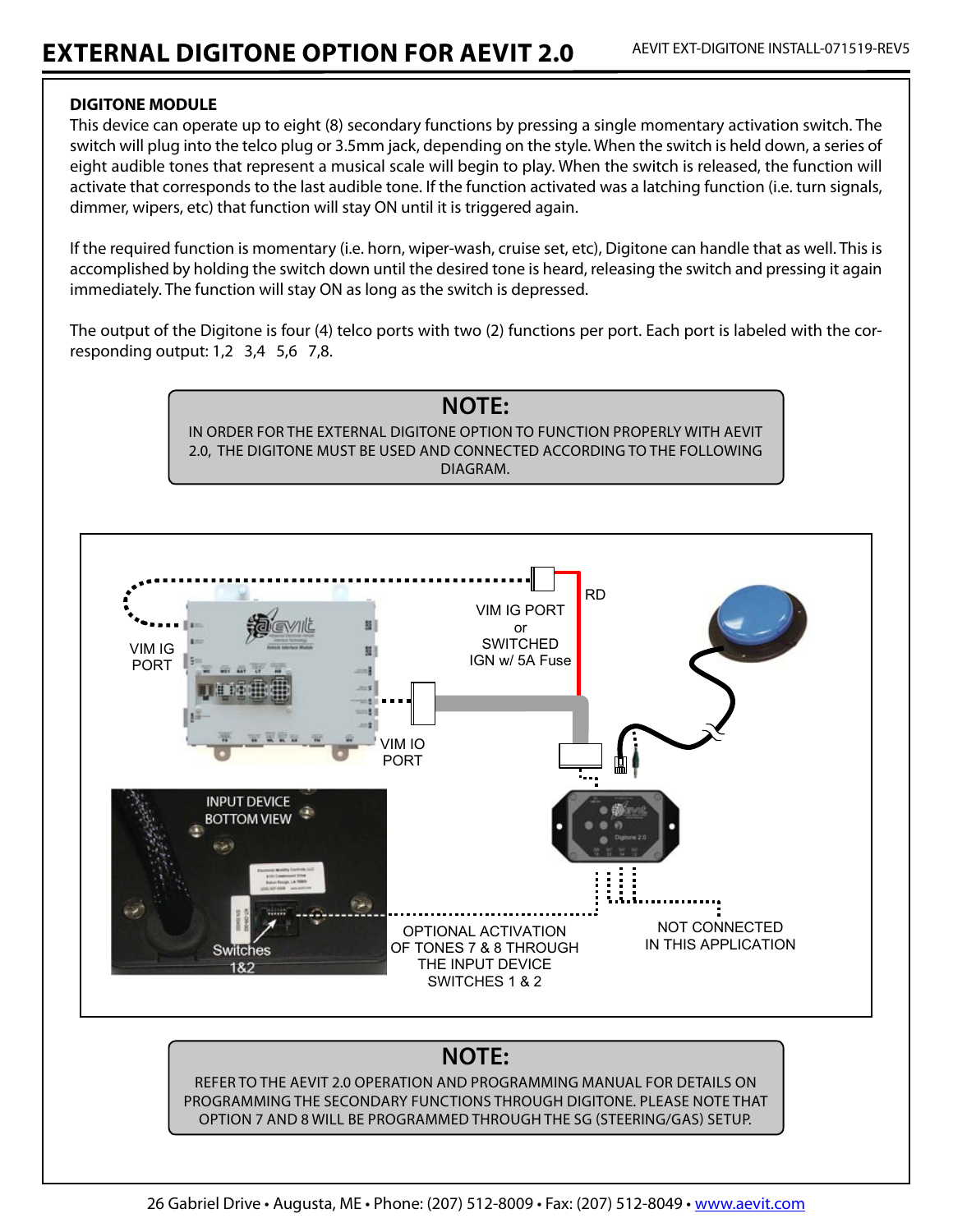# EXTERNAL DIGITONE OPTION FOR AEVIT 2.0

AEVIT EXT-DIGITONE INSTALL-071519-REV5

**DIGITONE MODULE**

This device can operate up to eight (8) secondary functions by pressing a single momentary activation switch. The switch will plug into the telco plug or 3.5mm jack, depending on the style. When the switch is held down, a series of eight audible tones that represent a musical scale will begin to play. When the switch is released, the function will activate that corresponds to the last audible tone. If the function activated was a latching function (i.e. turn signals, dimmer, wipers, etc) that function will stay ON until it is triggered again.

If the required function is momentary (i.e. horn, wiper-wash, cruise set, etc), Digitone can handle that as well. This is accomplished by holding the switch down until the desired tone is heard, releasing the switch and pressing it again immediately. The function will stay ON as long as the switch is depressed.

The output of the Digitone is four (4) telco ports with two (2) functions per port. Each port is labeled with the corresponding output: 1,2 3,4 5,6 7,8.

> **NOTE:**
> IN ORDER FOR THE EXTERNAL DIGITONE OPTION TO FUNCTION PROPERLY WITH AEVIT 2.0, THE DIGITONE MUST BE USED AND CONNECTED ACCORDING TO THE FOLLOWING DIAGRAM.

VIM IG PORT

RD

VIM IG PORT or SWITCHED IGN w/ 5A Fuse

VIM IO PORT

INPUT DEVICE BOTTOM VIEW

Switches 1&2

OPTIONAL ACTIVATION OF TONES 7 & 8 THROUGH THE INPUT DEVICE SWITCHES 1 & 2

NOT CONNECTED IN THIS APPLICATION

> **NOTE:**
> REFER TO THE AEVIT 2.0 OPERATION AND PROGRAMMING MANUAL FOR DETAILS ON PROGRAMMING THE SECONDARY FUNCTIONS THROUGH DIGITONE. PLEASE NOTE THAT OPTION 7 AND 8 WILL BE PROGRAMMED THROUGH THE SG (STEERING/GAS) SETUP.

26 Gabriel Drive • Augusta, ME • Phone: (207) 512-8009 • Fax: (207) 512-8049 • www.aevit.com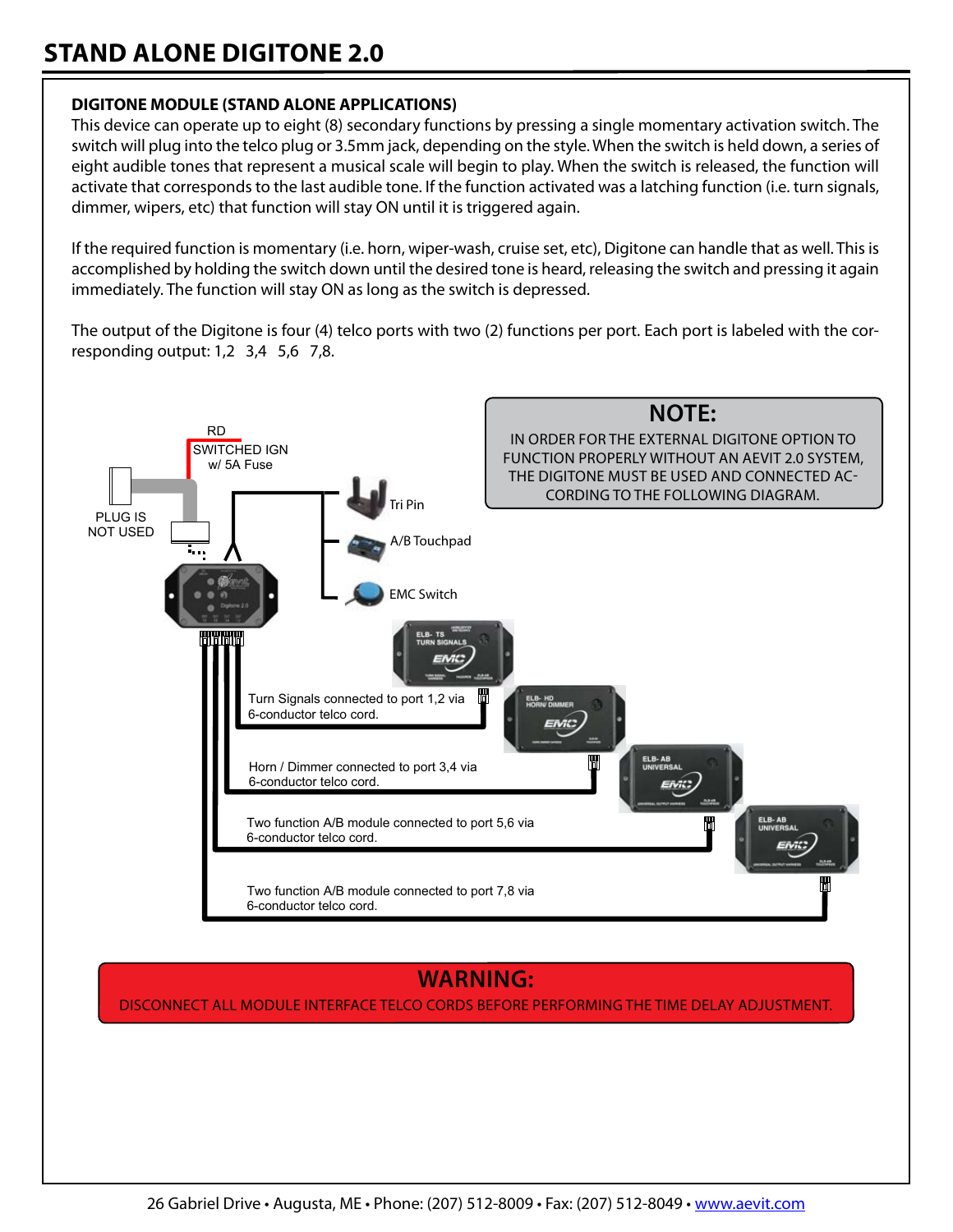# STAND ALONE DIGITONE 2.0

### DIGITONE MODULE (STAND ALONE APPLICATIONS)

This device can operate up to eight (8) secondary functions by pressing a single momentary activation switch. The switch will plug into the telco plug or 3.5mm jack, depending on the style. When the switch is held down, a series of eight audible tones that represent a musical scale will begin to play. When the switch is released, the function will activate that corresponds to the last audible tone. If the function activated was a latching function (i.e. turn signals, dimmer, wipers, etc) that function will stay ON until it is triggered again.

If the required function is momentary (i.e. horn, wiper-wash, cruise set, etc), Digitone can handle that as well. This is accomplished by holding the switch down until the desired tone is heard, releasing the switch and pressing it again immediately. The function will stay ON as long as the switch is depressed.

The output of the Digitone is four (4) telco ports with two (2) functions per port. Each port is labeled with the corresponding output: 1,2 3,4 5,6 7,8.

**NOTE:**

IN ORDER FOR THE EXTERNAL DIGITONE OPTION TO FUNCTION PROPERLY WITHOUT AN AEVIT 2.0 SYSTEM, THE DIGITONE MUST BE USED AND CONNECTED ACCORDING TO THE FOLLOWING DIAGRAM.

RD

SWITCHED IGN w/ 5A Fuse

PLUG IS NOT USED

Tri Pin

A/B Touchpad

EMC Switch

Turn Signals connected to port 1,2 via 6-conductor telco cord.

Horn / Dimmer connected to port 3,4 via 6-conductor telco cord.

Two function A/B module connected to port 5,6 via 6-conductor telco cord.

Two function A/B module connected to port 7,8 via 6-conductor telco cord.

**WARNING:**

DISCONNECT ALL MODULE INTERFACE TELCO CORDS BEFORE PERFORMING THE TIME DELAY ADJUSTMENT.

26 Gabriel Drive • Augusta, ME • Phone: (207) 512-8009 • Fax: (207) 512-8049 • www.aevit.com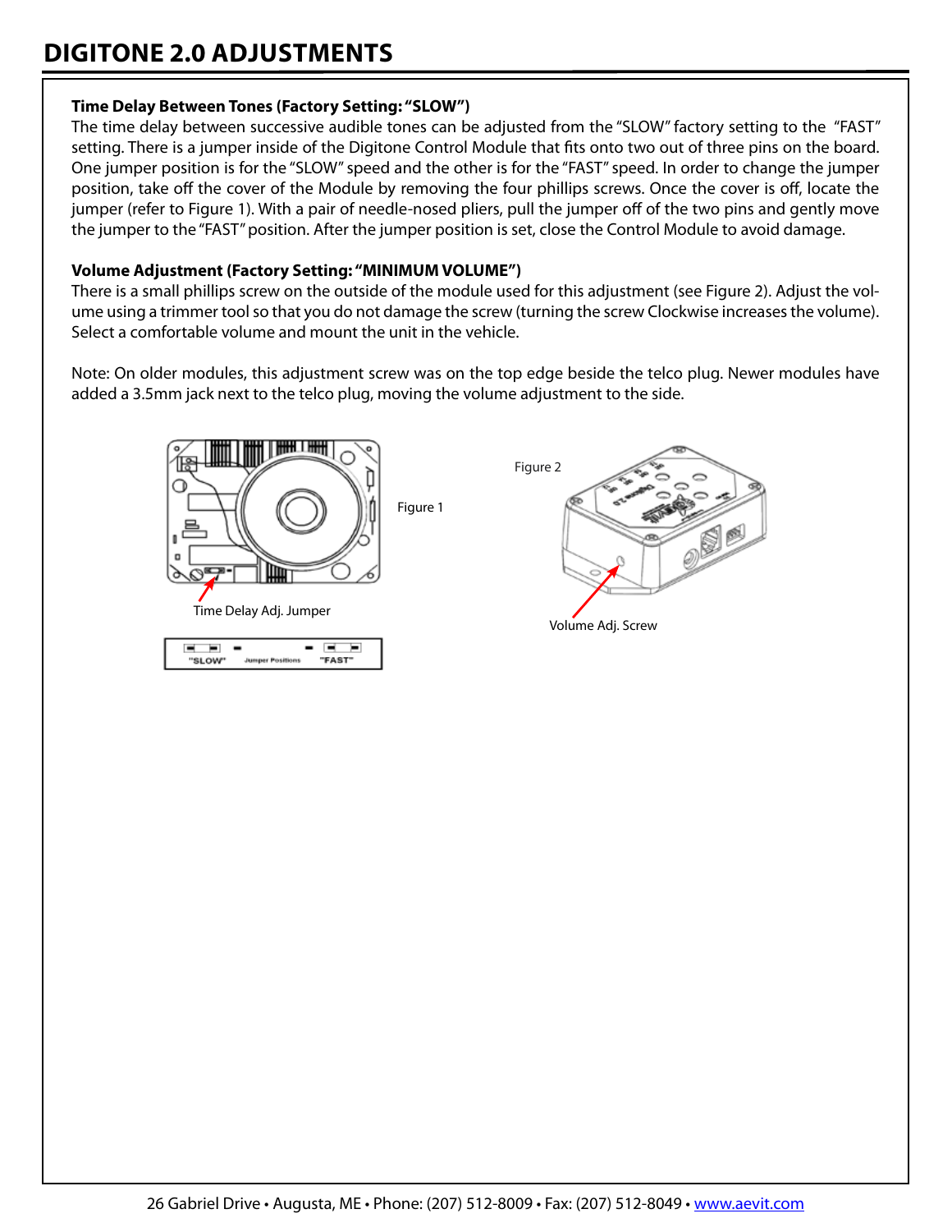# DIGITONE 2.0 ADJUSTMENTS

**Time Delay Between Tones (Factory Setting: "SLOW")**

The time delay between successive audible tones can be adjusted from the "SLOW" factory setting to the "FAST" setting. There is a jumper inside of the Digitone Control Module that fits onto two out of three pins on the board. One jumper position is for the "SLOW" speed and the other is for the "FAST" speed. In order to change the jumper position, take off the cover of the Module by removing the four phillips screws. Once the cover is off, locate the jumper (refer to Figure 1). With a pair of needle-nosed pliers, pull the jumper off of the two pins and gently move the jumper to the "FAST" position. After the jumper position is set, close the Control Module to avoid damage.

**Volume Adjustment (Factory Setting: "MINIMUM VOLUME")**

There is a small phillips screw on the outside of the module used for this adjustment (see Figure 2). Adjust the volume using a trimmer tool so that you do not damage the screw (turning the screw Clockwise increases the volume). Select a comfortable volume and mount the unit in the vehicle.

Note: On older modules, this adjustment screw was on the top edge beside the telco plug. Newer modules have added a 3.5mm jack next to the telco plug, moving the volume adjustment to the side.

Figure 1

Time Delay Adj. Jumper

"SLOW" Jumper Positions "FAST"

Figure 2

Volume Adj. Screw

26 Gabriel Drive • Augusta, ME • Phone: (207) 512-8009 • Fax: (207) 512-8049 • www.aevit.com